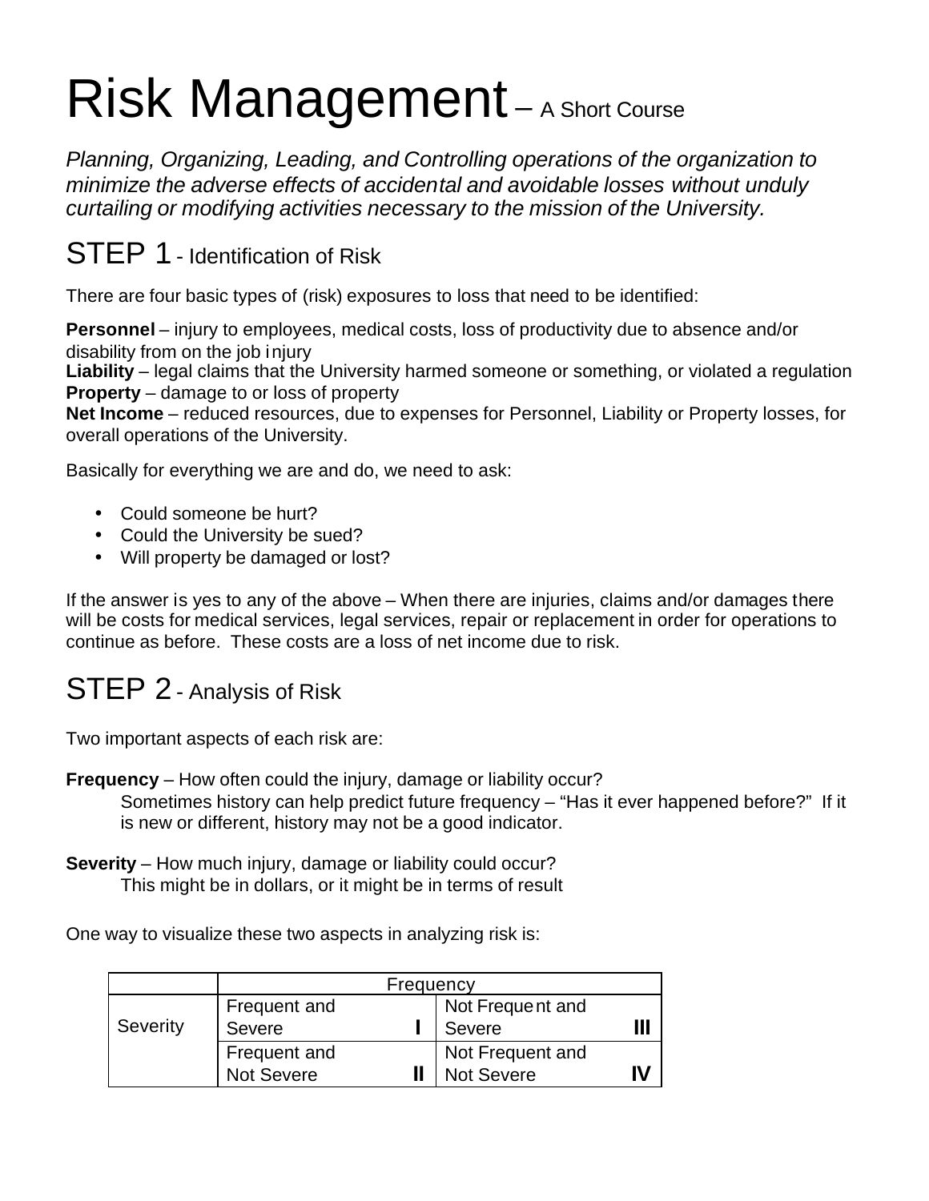# Risk Management – A Short Course

*Planning, Organizing, Leading, and Controlling operations of the organization to minimize the adverse effects of accidental and avoidable losses without unduly curtailing or modifying activities necessary to the mission of the University.*

## STEP 1 - Identification of Risk

There are four basic types of (risk) exposures to loss that need to be identified:

**Personnel** – injury to employees, medical costs, loss of productivity due to absence and/or disability from on the job injury
**Liability** – legal claims that the University harmed someone or something, or violated a regulation
**Property** – damage to or loss of property
**Net Income** – reduced resources, due to expenses for Personnel, Liability or Property losses, for overall operations of the University.

Basically for everything we are and do, we need to ask:

- Could someone be hurt?
- Could the University be sued?
- Will property be damaged or lost?

If the answer is yes to any of the above – When there are injuries, claims and/or damages there will be costs for medical services, legal services, repair or replacement in order for operations to continue as before. These costs are a loss of net income due to risk.

## STEP 2 - Analysis of Risk

Two important aspects of each risk are:

**Frequency** – How often could the injury, damage or liability occur?
Sometimes history can help predict future frequency – "Has it ever happened before?" If it is new or different, history may not be a good indicator.

**Severity** – How much injury, damage or liability could occur?
This might be in dollars, or it might be in terms of result

One way to visualize these two aspects in analyzing risk is:

| | Frequency | |
|---|---|---|
| Severity | Frequent and Severe **I** | Not Frequent and Severe **III** |
| | Frequent and Not Severe **II** | Not Frequent and Not Severe **IV** |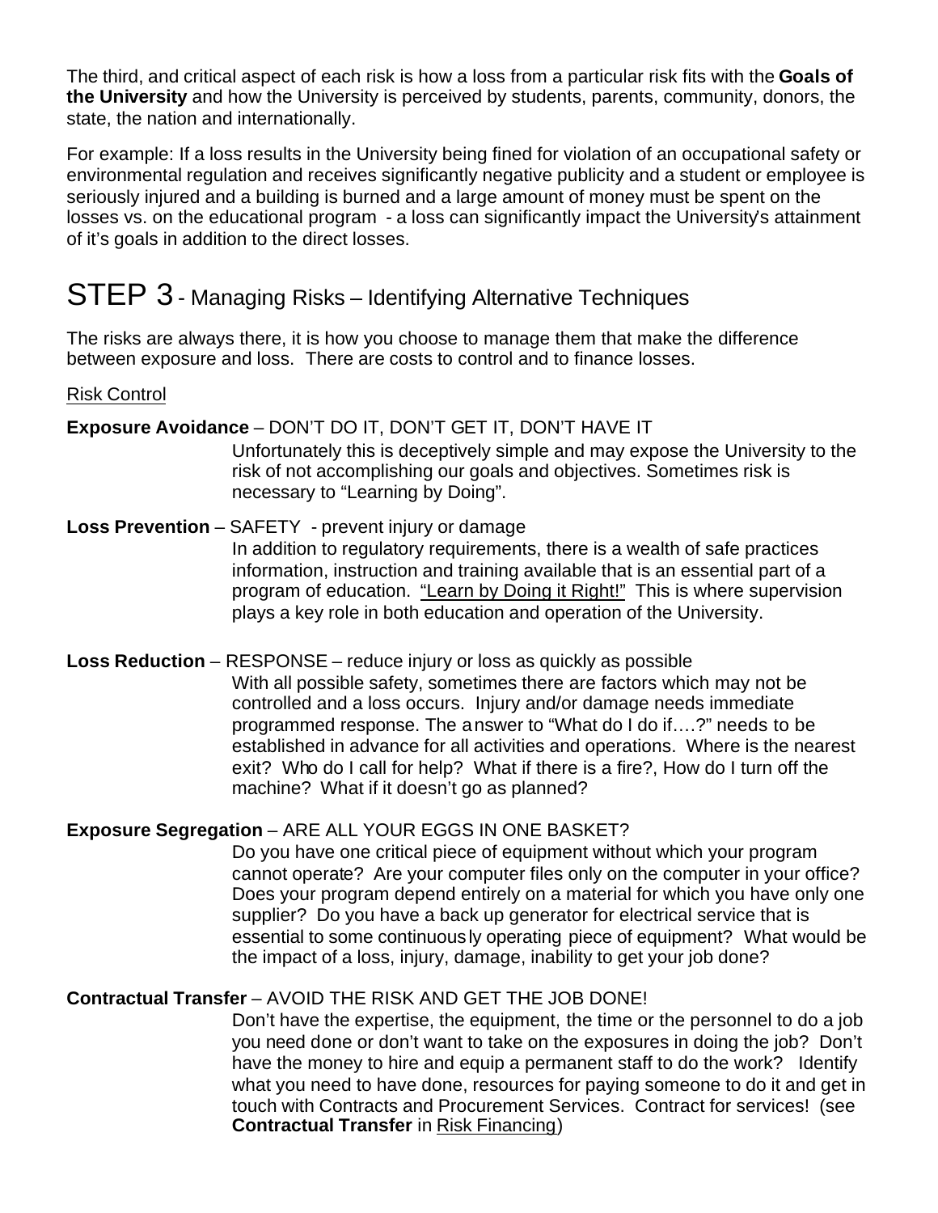The third, and critical aspect of each risk is how a loss from a particular risk fits with the **Goals of the University** and how the University is perceived by students, parents, community, donors, the state, the nation and internationally.

For example: If a loss results in the University being fined for violation of an occupational safety or environmental regulation and receives significantly negative publicity and a student or employee is seriously injured and a building is burned and a large amount of money must be spent on the losses vs. on the educational program - a loss can significantly impact the University's attainment of it's goals in addition to the direct losses.

# STEP 3 - Managing Risks – Identifying Alternative Techniques

The risks are always there, it is how you choose to manage them that make the difference between exposure and loss. There are costs to control and to finance losses.

<u>Risk Control</u>

**Exposure Avoidance** – DON'T DO IT, DON'T GET IT, DON'T HAVE IT

Unfortunately this is deceptively simple and may expose the University to the risk of not accomplishing our goals and objectives. Sometimes risk is necessary to "Learning by Doing".

**Loss Prevention** – SAFETY - prevent injury or damage

In addition to regulatory requirements, there is a wealth of safe practices information, instruction and training available that is an essential part of a program of education. <u>"Learn by Doing it Right!"</u> This is where supervision plays a key role in both education and operation of the University.

**Loss Reduction** – RESPONSE – reduce injury or loss as quickly as possible

With all possible safety, sometimes there are factors which may not be controlled and a loss occurs. Injury and/or damage needs immediate programmed response. The answer to "What do I do if….?" needs to be established in advance for all activities and operations. Where is the nearest exit? Who do I call for help? What if there is a fire?, How do I turn off the machine? What if it doesn't go as planned?

**Exposure Segregation** – ARE ALL YOUR EGGS IN ONE BASKET?

Do you have one critical piece of equipment without which your program cannot operate? Are your computer files only on the computer in your office? Does your program depend entirely on a material for which you have only one supplier? Do you have a back up generator for electrical service that is essential to some continuously operating piece of equipment? What would be the impact of a loss, injury, damage, inability to get your job done?

**Contractual Transfer** – AVOID THE RISK AND GET THE JOB DONE!

Don't have the expertise, the equipment, the time or the personnel to do a job you need done or don't want to take on the exposures in doing the job? Don't have the money to hire and equip a permanent staff to do the work? Identify what you need to have done, resources for paying someone to do it and get in touch with Contracts and Procurement Services. Contract for services! (see **Contractual Transfer** in <u>Risk Financing</u>)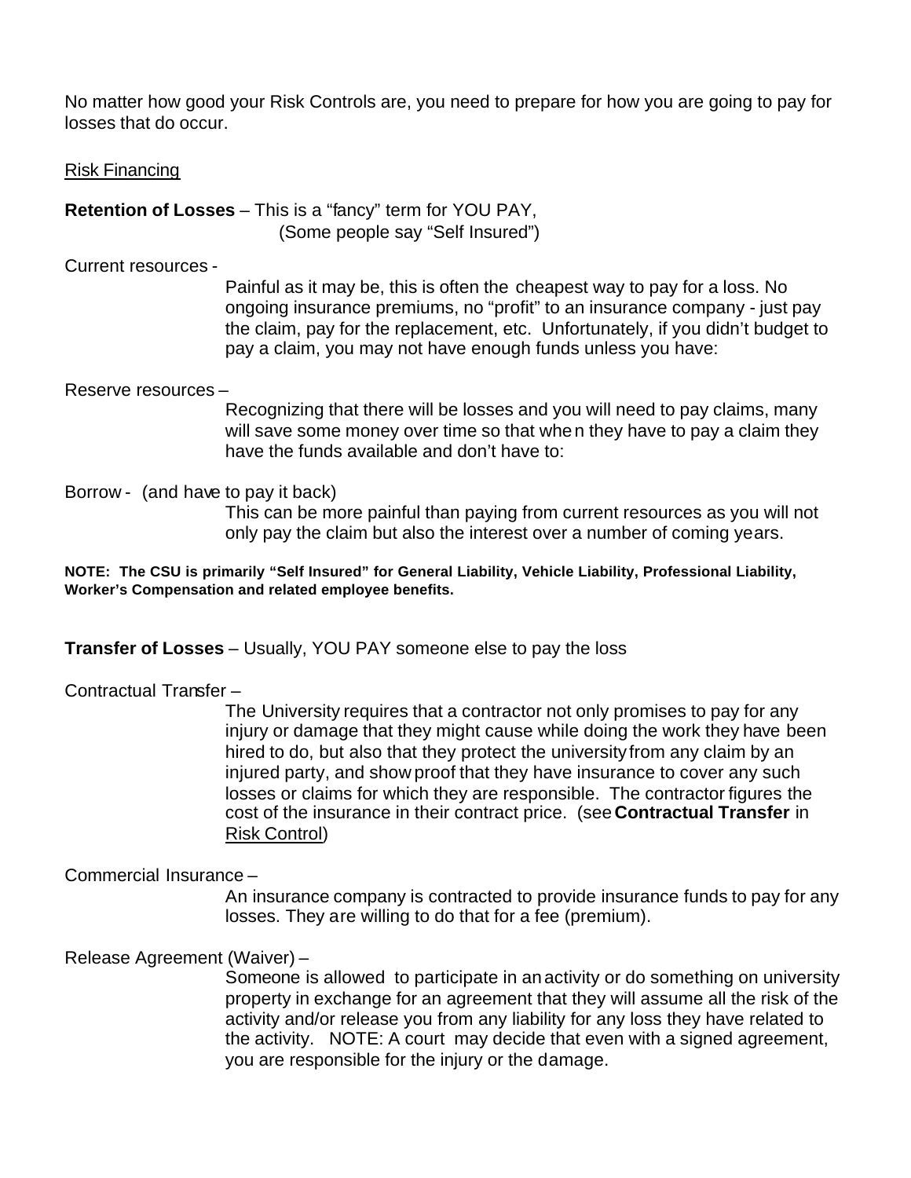No matter how good your Risk Controls are, you need to prepare for how you are going to pay for losses that do occur.

<u>Risk Financing</u>

**Retention of Losses** – This is a “fancy” term for YOU PAY,
(Some people say “Self Insured”)

Current resources -

Painful as it may be, this is often the cheapest way to pay for a loss. No ongoing insurance premiums, no “profit” to an insurance company - just pay the claim, pay for the replacement, etc. Unfortunately, if you didn’t budget to pay a claim, you may not have enough funds unless you have:

Reserve resources –

Recognizing that there will be losses and you will need to pay claims, many will save some money over time so that when they have to pay a claim they have the funds available and don’t have to:

Borrow - (and have to pay it back)

This can be more painful than paying from current resources as you will not only pay the claim but also the interest over a number of coming years.

**NOTE: The CSU is primarily “Self Insured” for General Liability, Vehicle Liability, Professional Liability, Worker’s Compensation and related employee benefits.**

**Transfer of Losses** – Usually, YOU PAY someone else to pay the loss

Contractual Transfer –

The University requires that a contractor not only promises to pay for any injury or damage that they might cause while doing the work they have been hired to do, but also that they protect the university from any claim by an injured party, and show proof that they have insurance to cover any such losses or claims for which they are responsible. The contractor figures the cost of the insurance in their contract price. (see **Contractual Transfer** in <u>Risk Control</u>)

Commercial Insurance –

An insurance company is contracted to provide insurance funds to pay for any losses. They are willing to do that for a fee (premium).

Release Agreement (Waiver) –

Someone is allowed to participate in an activity or do something on university property in exchange for an agreement that they will assume all the risk of the activity and/or release you from any liability for any loss they have related to the activity. NOTE: A court may decide that even with a signed agreement, you are responsible for the injury or the damage.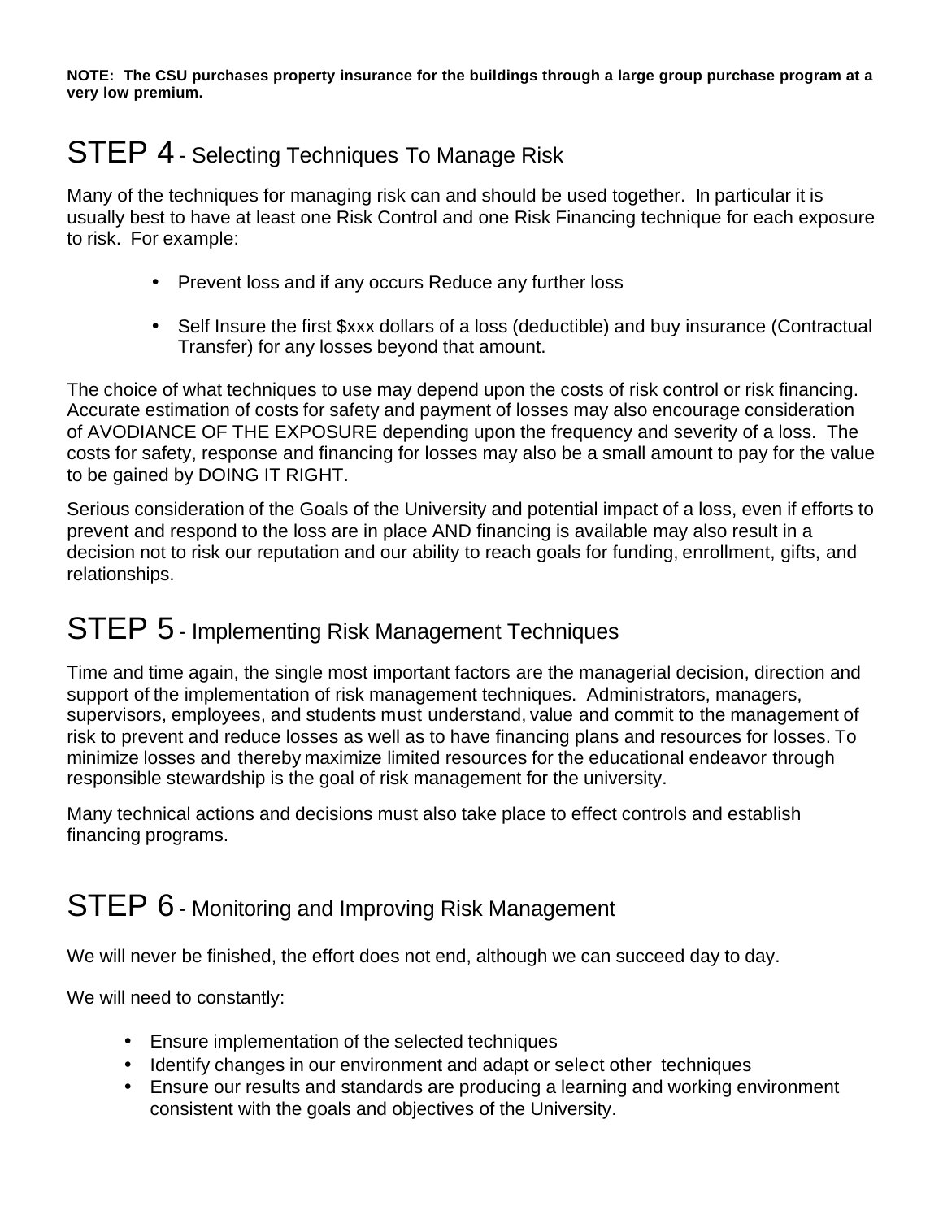**NOTE: The CSU purchases property insurance for the buildings through a large group purchase program at a very low premium.**

## STEP 4 - Selecting Techniques To Manage Risk

Many of the techniques for managing risk can and should be used together. In particular it is usually best to have at least one Risk Control and one Risk Financing technique for each exposure to risk. For example:

- Prevent loss and if any occurs Reduce any further loss
- Self Insure the first $xxx dollars of a loss (deductible) and buy insurance (Contractual Transfer) for any losses beyond that amount.

The choice of what techniques to use may depend upon the costs of risk control or risk financing. Accurate estimation of costs for safety and payment of losses may also encourage consideration of AVODIANCE OF THE EXPOSURE depending upon the frequency and severity of a loss. The costs for safety, response and financing for losses may also be a small amount to pay for the value to be gained by DOING IT RIGHT.

Serious consideration of the Goals of the University and potential impact of a loss, even if efforts to prevent and respond to the loss are in place AND financing is available may also result in a decision not to risk our reputation and our ability to reach goals for funding, enrollment, gifts, and relationships.

## STEP 5 - Implementing Risk Management Techniques

Time and time again, the single most important factors are the managerial decision, direction and support of the implementation of risk management techniques. Administrators, managers, supervisors, employees, and students must understand, value and commit to the management of risk to prevent and reduce losses as well as to have financing plans and resources for losses. To minimize losses and thereby maximize limited resources for the educational endeavor through responsible stewardship is the goal of risk management for the university.

Many technical actions and decisions must also take place to effect controls and establish financing programs.

## STEP 6 - Monitoring and Improving Risk Management

We will never be finished, the effort does not end, although we can succeed day to day.

We will need to constantly:

- Ensure implementation of the selected techniques
- Identify changes in our environment and adapt or select other techniques
- Ensure our results and standards are producing a learning and working environment consistent with the goals and objectives of the University.